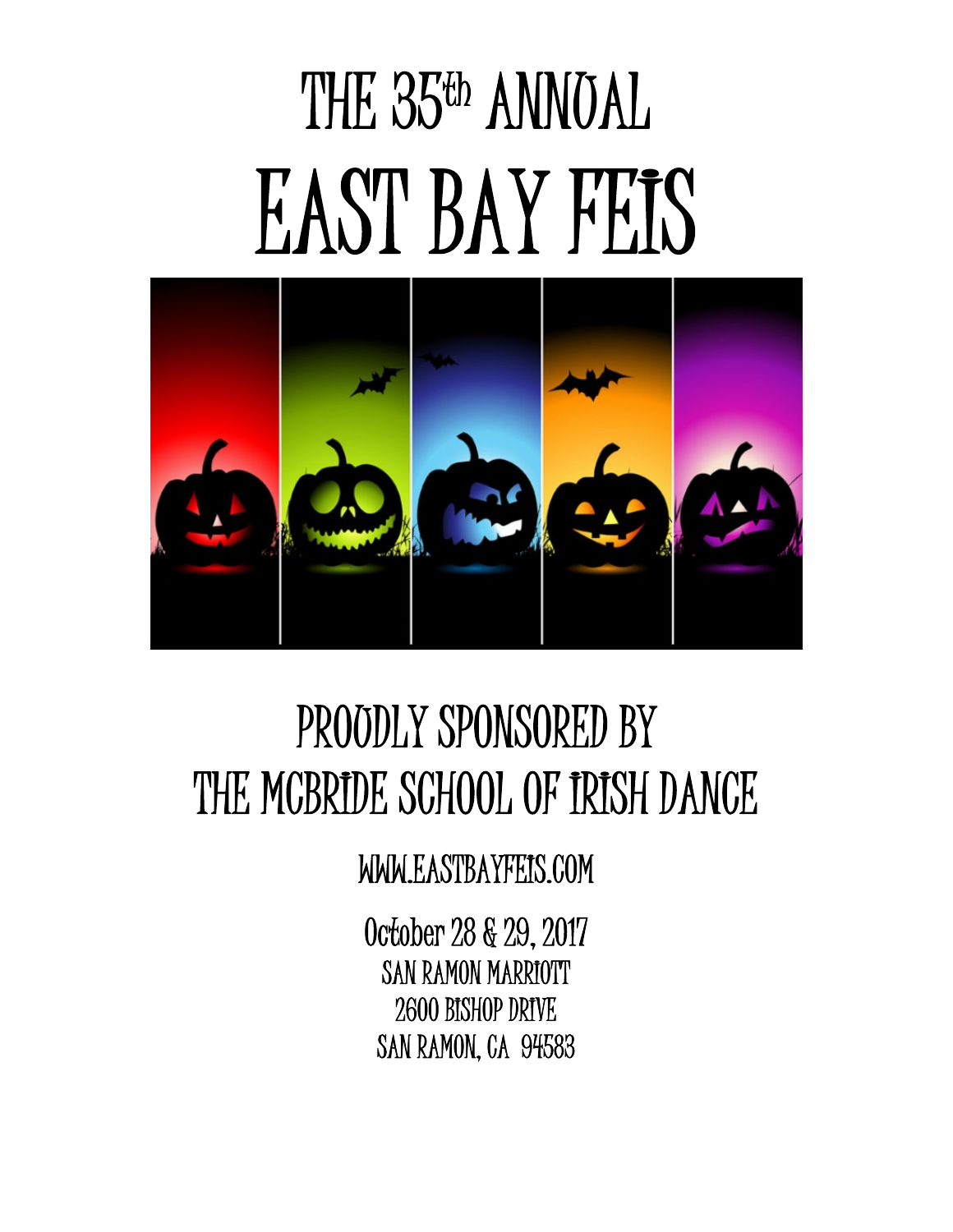# THE 35th ANNUAL

# EAST BAY FEIS

## PROUDLY SPONSORED BY THE MCBRIDE SCHOOL OF IRISH DANCE

WWW.EASTBAYFEIS.COM

October 28 & 29, 2017

SAN RAMON MARRIOTT
2600 BISHOP DRIVE
SAN RAMON, CA 94583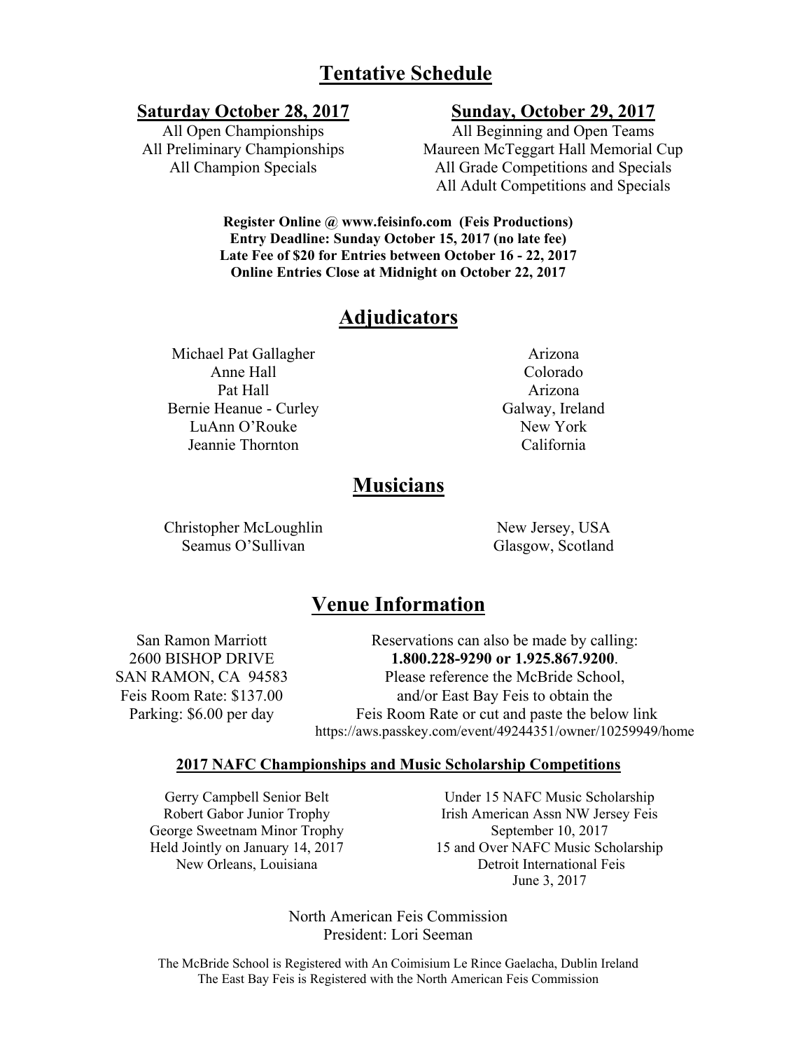# Tentative Schedule

**Saturday October 28, 2017**

All Open Championships
All Preliminary Championships
All Champion Specials

**Sunday, October 29, 2017**

All Beginning and Open Teams
Maureen McTeggart Hall Memorial Cup
All Grade Competitions and Specials
All Adult Competitions and Specials

**Register Online @ www.feisinfo.com (Feis Productions)**
**Entry Deadline: Sunday October 15, 2017 (no late fee)**
**Late Fee of $20 for Entries between October 16 - 22, 2017**
**Online Entries Close at Midnight on October 22, 2017**

# Adjudicators

| | |
|---|---|
| Michael Pat Gallagher | Arizona |
| Anne Hall | Colorado |
| Pat Hall | Arizona |
| Bernie Heanue - Curley | Galway, Ireland |
| LuAnn O'Rouke | New York |
| Jeannie Thornton | California |

# Musicians

| | |
|---|---|
| Christopher McLoughlin | New Jersey, USA |
| Seamus O'Sullivan | Glasgow, Scotland |

# Venue Information

San Ramon Marriott
2600 BISHOP DRIVE
SAN RAMON, CA 94583
Feis Room Rate: $137.00
Parking: $6.00 per day

Reservations can also be made by calling:
**1.800.228-9290 or 1.925.867.9200**.
Please reference the McBride School,
and/or East Bay Feis to obtain the
Feis Room Rate or cut and paste the below link
https://aws.passkey.com/event/49244351/owner/10259949/home

## 2017 NAFC Championships and Music Scholarship Competitions

Gerry Campbell Senior Belt
Robert Gabor Junior Trophy
George Sweetnam Minor Trophy
Held Jointly on January 14, 2017
New Orleans, Louisiana

Under 15 NAFC Music Scholarship
Irish American Assn NW Jersey Feis
September 10, 2017
15 and Over NAFC Music Scholarship
Detroit International Feis
June 3, 2017

North American Feis Commission
President: Lori Seeman

The McBride School is Registered with An Coimisium Le Rince Gaelacha, Dublin Ireland
The East Bay Feis is Registered with the North American Feis Commission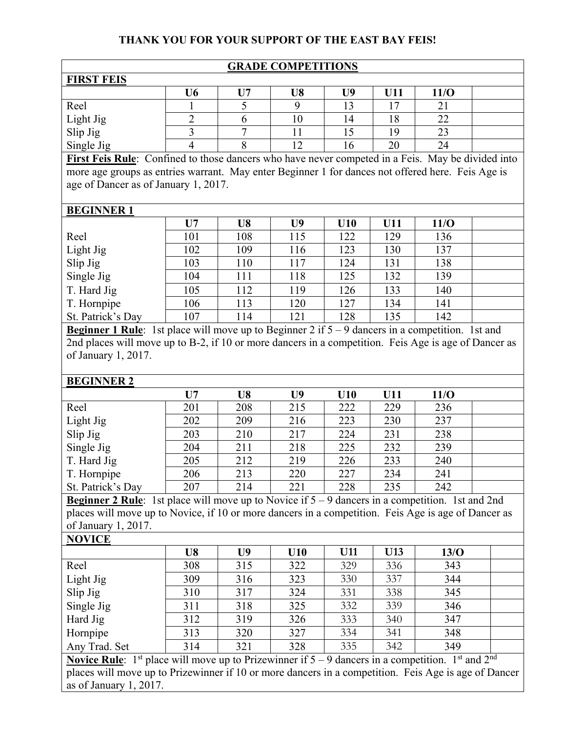**THANK YOU FOR YOUR SUPPORT OF THE EAST BAY FEIS!**

## GRADE COMPETITIONS

### FIRST FEIS

| | U6 | U7 | U8 | U9 | U11 | 11/O | |
|---|---|---|---|---|---|---|---|
| Reel | 1 | 5 | 9 | 13 | 17 | 21 | |
| Light Jig | 2 | 6 | 10 | 14 | 18 | 22 | |
| Slip Jig | 3 | 7 | 11 | 15 | 19 | 23 | |
| Single Jig | 4 | 8 | 12 | 16 | 20 | 24 | |

**First Feis Rule**: Confined to those dancers who have never competed in a Feis. May be divided into more age groups as entries warrant. May enter Beginner 1 for dances not offered here. Feis Age is age of Dancer as of January 1, 2017.

### BEGINNER 1

| | U7 | U8 | U9 | U10 | U11 | 11/O | |
|---|---|---|---|---|---|---|---|
| Reel | 101 | 108 | 115 | 122 | 129 | 136 | |
| Light Jig | 102 | 109 | 116 | 123 | 130 | 137 | |
| Slip Jig | 103 | 110 | 117 | 124 | 131 | 138 | |
| Single Jig | 104 | 111 | 118 | 125 | 132 | 139 | |
| T. Hard Jig | 105 | 112 | 119 | 126 | 133 | 140 | |
| T. Hornpipe | 106 | 113 | 120 | 127 | 134 | 141 | |
| St. Patrick's Day | 107 | 114 | 121 | 128 | 135 | 142 | |

**Beginner 1 Rule**: 1st place will move up to Beginner 2 if 5 – 9 dancers in a competition. 1st and 2nd places will move up to B-2, if 10 or more dancers in a competition. Feis Age is age of Dancer as of January 1, 2017.

### BEGINNER 2

| | U7 | U8 | U9 | U10 | U11 | 11/O | |
|---|---|---|---|---|---|---|---|
| Reel | 201 | 208 | 215 | 222 | 229 | 236 | |
| Light Jig | 202 | 209 | 216 | 223 | 230 | 237 | |
| Slip Jig | 203 | 210 | 217 | 224 | 231 | 238 | |
| Single Jig | 204 | 211 | 218 | 225 | 232 | 239 | |
| T. Hard Jig | 205 | 212 | 219 | 226 | 233 | 240 | |
| T. Hornpipe | 206 | 213 | 220 | 227 | 234 | 241 | |
| St. Patrick's Day | 207 | 214 | 221 | 228 | 235 | 242 | |

**Beginner 2 Rule**: 1st place will move up to Novice if 5 – 9 dancers in a competition. 1st and 2nd places will move up to Novice, if 10 or more dancers in a competition. Feis Age is age of Dancer as of January 1, 2017.

### NOVICE

| | U8 | U9 | U10 | U11 | U13 | 13/O | |
|---|---|---|---|---|---|---|---|
| Reel | 308 | 315 | 322 | 329 | 336 | 343 | |
| Light Jig | 309 | 316 | 323 | 330 | 337 | 344 | |
| Slip Jig | 310 | 317 | 324 | 331 | 338 | 345 | |
| Single Jig | 311 | 318 | 325 | 332 | 339 | 346 | |
| Hard Jig | 312 | 319 | 326 | 333 | 340 | 347 | |
| Hornpipe | 313 | 320 | 327 | 334 | 341 | 348 | |
| Any Trad. Set | 314 | 321 | 328 | 335 | 342 | 349 | |

**Novice Rule**: 1st place will move up to Prizewinner if 5 – 9 dancers in a competition. 1st and 2nd places will move up to Prizewinner if 10 or more dancers in a competition. Feis Age is age of Dancer as of January 1, 2017.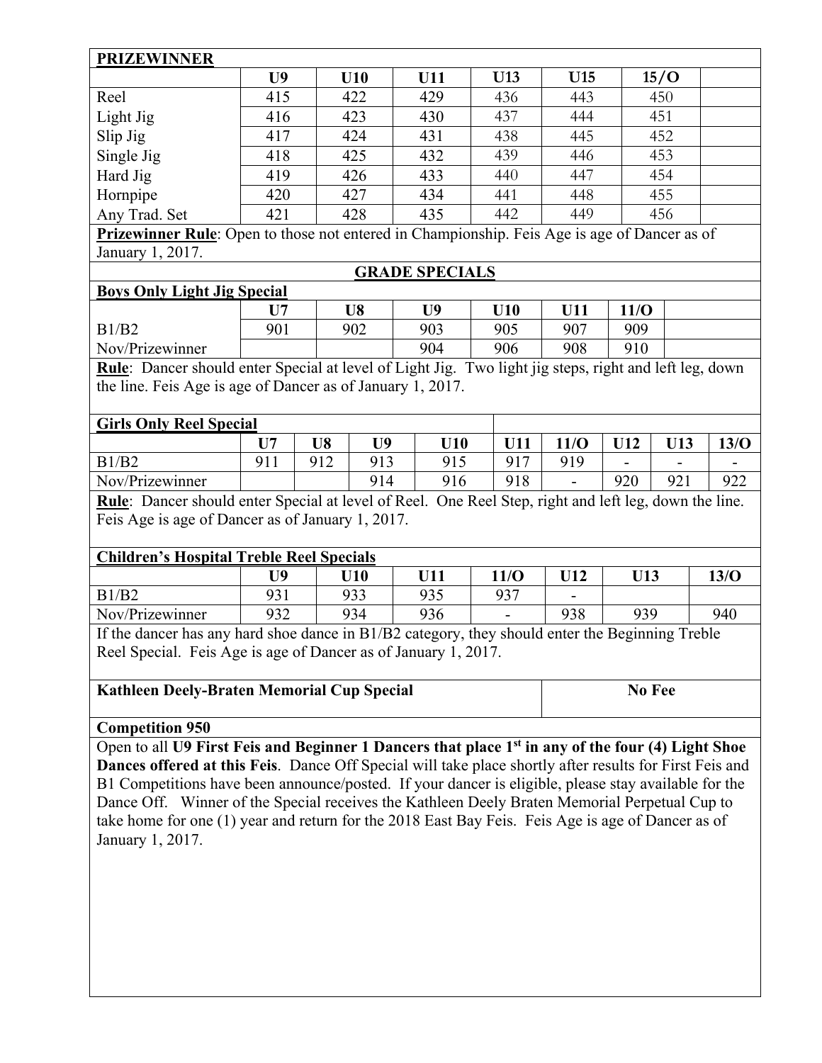**PRIZEWINNER**

| | U9 | U10 | U11 | U13 | U15 | 15/O | |
|---|---|---|---|---|---|---|---|
| Reel | 415 | 422 | 429 | 436 | 443 | 450 | |
| Light Jig | 416 | 423 | 430 | 437 | 444 | 451 | |
| Slip Jig | 417 | 424 | 431 | 438 | 445 | 452 | |
| Single Jig | 418 | 425 | 432 | 439 | 446 | 453 | |
| Hard Jig | 419 | 426 | 433 | 440 | 447 | 454 | |
| Hornpipe | 420 | 427 | 434 | 441 | 448 | 455 | |
| Any Trad. Set | 421 | 428 | 435 | 442 | 449 | 456 | |

**Prizewinner Rule**: Open to those not entered in Championship. Feis Age is age of Dancer as of January 1, 2017.

## GRADE SPECIALS

**Boys Only Light Jig Special**

| | U7 | U8 | U9 | U10 | U11 | 11/O | |
|---|---|---|---|---|---|---|---|
| B1/B2 | 901 | 902 | 903 | 905 | 907 | 909 | |
| Nov/Prizewinner | | | 904 | 906 | 908 | 910 | |

**Rule**: Dancer should enter Special at level of Light Jig. Two light jig steps, right and left leg, down the line. Feis Age is age of Dancer as of January 1, 2017.

**Girls Only Reel Special**

| | U7 | U8 | U9 | U10 | U11 | 11/O | U12 | U13 | 13/O |
|---|---|---|---|---|---|---|---|---|---|
| B1/B2 | 911 | 912 | 913 | 915 | 917 | 919 | - | - | - |
| Nov/Prizewinner | | | 914 | 916 | 918 | - | 920 | 921 | 922 |

**Rule**: Dancer should enter Special at level of Reel. One Reel Step, right and left leg, down the line. Feis Age is age of Dancer as of January 1, 2017.

**Children's Hospital Treble Reel Specials**

| | U9 | U10 | U11 | 11/O | U12 | U13 | 13/O |
|---|---|---|---|---|---|---|---|
| B1/B2 | 931 | 933 | 935 | 937 | - | | |
| Nov/Prizewinner | 932 | 934 | 936 | - | 938 | 939 | 940 |

If the dancer has any hard shoe dance in B1/B2 category, they should enter the Beginning Treble Reel Special. Feis Age is age of Dancer as of January 1, 2017.

| **Kathleen Deely-Braten Memorial Cup Special** | **No Fee** |
|---|---|

**Competition 950**

Open to all **U9 First Feis and Beginner 1 Dancers that place 1st in any of the four (4) Light Shoe Dances offered at this Feis**. Dance Off Special will take place shortly after results for First Feis and B1 Competitions have been announce/posted. If your dancer is eligible, please stay available for the Dance Off. Winner of the Special receives the Kathleen Deely Braten Memorial Perpetual Cup to take home for one (1) year and return for the 2018 East Bay Feis. Feis Age is age of Dancer as of January 1, 2017.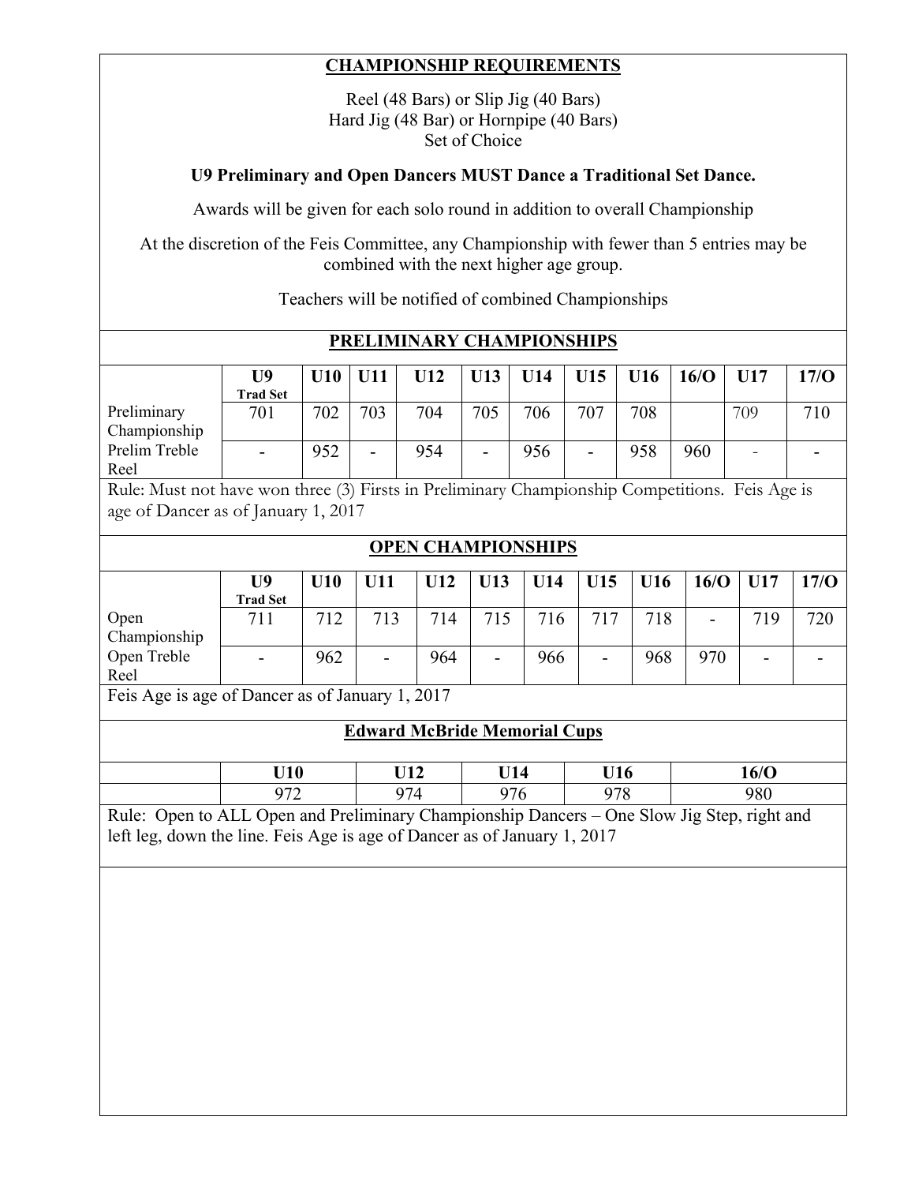## CHAMPIONSHIP REQUIREMENTS

Reel (48 Bars) or Slip Jig (40 Bars)
Hard Jig (48 Bar) or Hornpipe (40 Bars)
Set of Choice

**U9 Preliminary and Open Dancers MUST Dance a Traditional Set Dance.**

Awards will be given for each solo round in addition to overall Championship

At the discretion of the Feis Committee, any Championship with fewer than 5 entries may be combined with the next higher age group.

Teachers will be notified of combined Championships

## PRELIMINARY CHAMPIONSHIPS

| | U9 Trad Set | U10 | U11 | U12 | U13 | U14 | U15 | U16 | 16/O | U17 | 17/O |
|---|---|---|---|---|---|---|---|---|---|---|---|
| Preliminary Championship | 701 | 702 | 703 | 704 | 705 | 706 | 707 | 708 | | 709 | 710 |
| Prelim Treble Reel | - | 952 | - | 954 | - | 956 | - | 958 | 960 | - | - |

Rule: Must not have won three (3) Firsts in Preliminary Championship Competitions. Feis Age is age of Dancer as of January 1, 2017

## OPEN CHAMPIONSHIPS

| | U9 Trad Set | U10 | U11 | U12 | U13 | U14 | U15 | U16 | 16/O | U17 | 17/O |
|---|---|---|---|---|---|---|---|---|---|---|---|
| Open Championship | 711 | 712 | 713 | 714 | 715 | 716 | 717 | 718 | - | 719 | 720 |
| Open Treble Reel | - | 962 | - | 964 | - | 966 | - | 968 | 970 | - | - |

Feis Age is age of Dancer as of January 1, 2017

## Edward McBride Memorial Cups

| | U10 | U12 | U14 | U16 | 16/O |
|---|---|---|---|---|---|
| | 972 | 974 | 976 | 978 | 980 |

Rule: Open to ALL Open and Preliminary Championship Dancers – One Slow Jig Step, right and left leg, down the line. Feis Age is age of Dancer as of January 1, 2017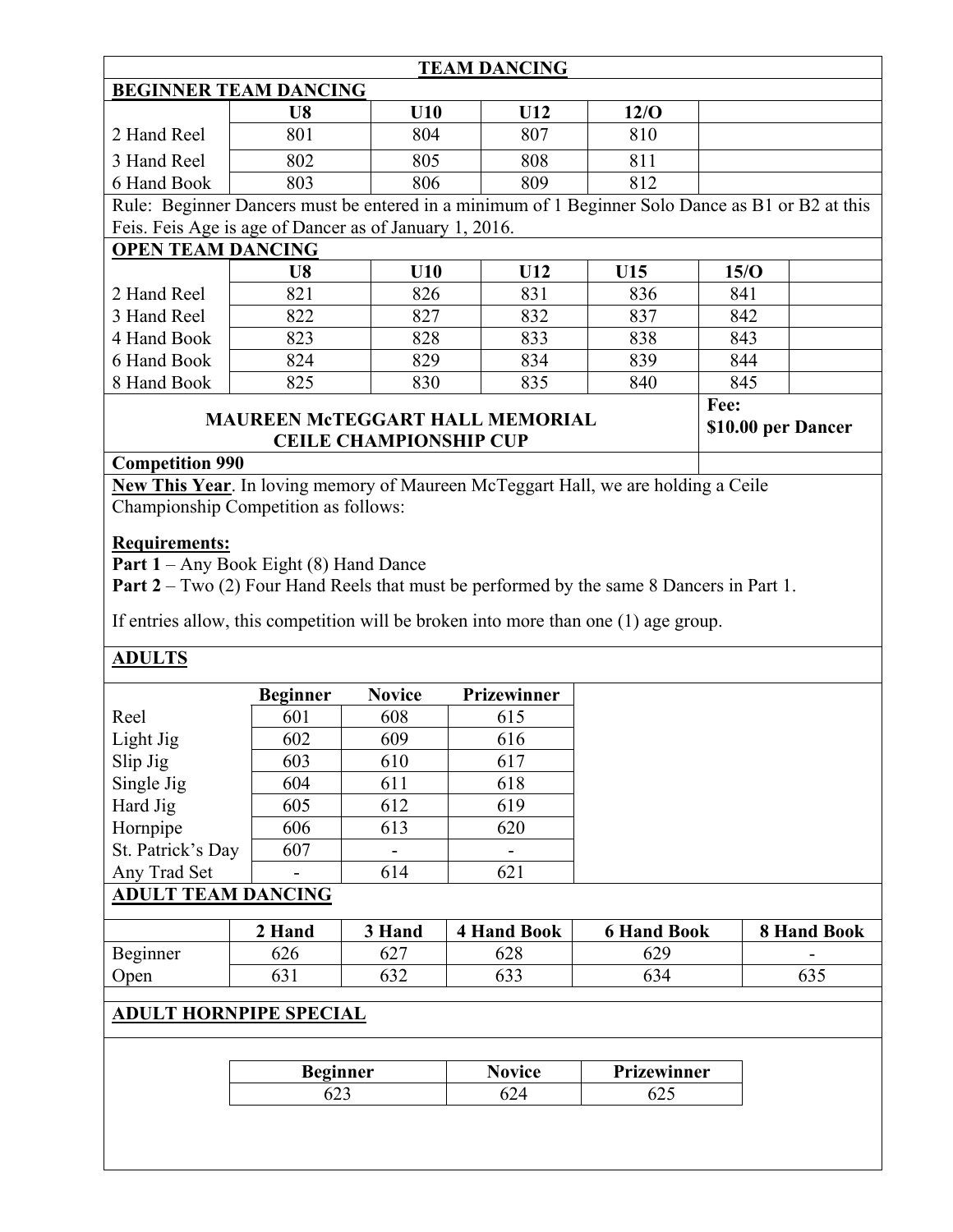# TEAM DANCING

## BEGINNER TEAM DANCING

| | U8 | U10 | U12 | 12/O |
|---|---|---|---|---|
| 2 Hand Reel | 801 | 804 | 807 | 810 |
| 3 Hand Reel | 802 | 805 | 808 | 811 |
| 6 Hand Book | 803 | 806 | 809 | 812 |

Rule: Beginner Dancers must be entered in a minimum of 1 Beginner Solo Dance as B1 or B2 at this Feis. Feis Age is age of Dancer as of January 1, 2016.

## OPEN TEAM DANCING

| | U8 | U10 | U12 | U15 | 15/O |
|---|---|---|---|---|---|
| 2 Hand Reel | 821 | 826 | 831 | 836 | 841 |
| 3 Hand Reel | 822 | 827 | 832 | 837 | 842 |
| 4 Hand Book | 823 | 828 | 833 | 838 | 843 |
| 6 Hand Book | 824 | 829 | 834 | 839 | 844 |
| 8 Hand Book | 825 | 830 | 835 | 840 | 845 |

## MAUREEN McTEGGART HALL MEMORIAL CEILE CHAMPIONSHIP CUP

**Fee: $10.00 per Dancer**

**Competition 990**

**New This Year**. In loving memory of Maureen McTeggart Hall, we are holding a Ceile Championship Competition as follows:

**Requirements:**

**Part 1** – Any Book Eight (8) Hand Dance

**Part 2** – Two (2) Four Hand Reels that must be performed by the same 8 Dancers in Part 1.

If entries allow, this competition will be broken into more than one (1) age group.

## ADULTS

| | Beginner | Novice | Prizewinner |
|---|---|---|---|
| Reel | 601 | 608 | 615 |
| Light Jig | 602 | 609 | 616 |
| Slip Jig | 603 | 610 | 617 |
| Single Jig | 604 | 611 | 618 |
| Hard Jig | 605 | 612 | 619 |
| Hornpipe | 606 | 613 | 620 |
| St. Patrick's Day | 607 | - | - |
| Any Trad Set | - | 614 | 621 |

## ADULT TEAM DANCING

| | 2 Hand | 3 Hand | 4 Hand Book | 6 Hand Book | 8 Hand Book |
|---|---|---|---|---|---|
| Beginner | 626 | 627 | 628 | 629 | - |
| Open | 631 | 632 | 633 | 634 | 635 |

## ADULT HORNPIPE SPECIAL

| Beginner | Novice | Prizewinner |
|---|---|---|
| 623 | 624 | 625 |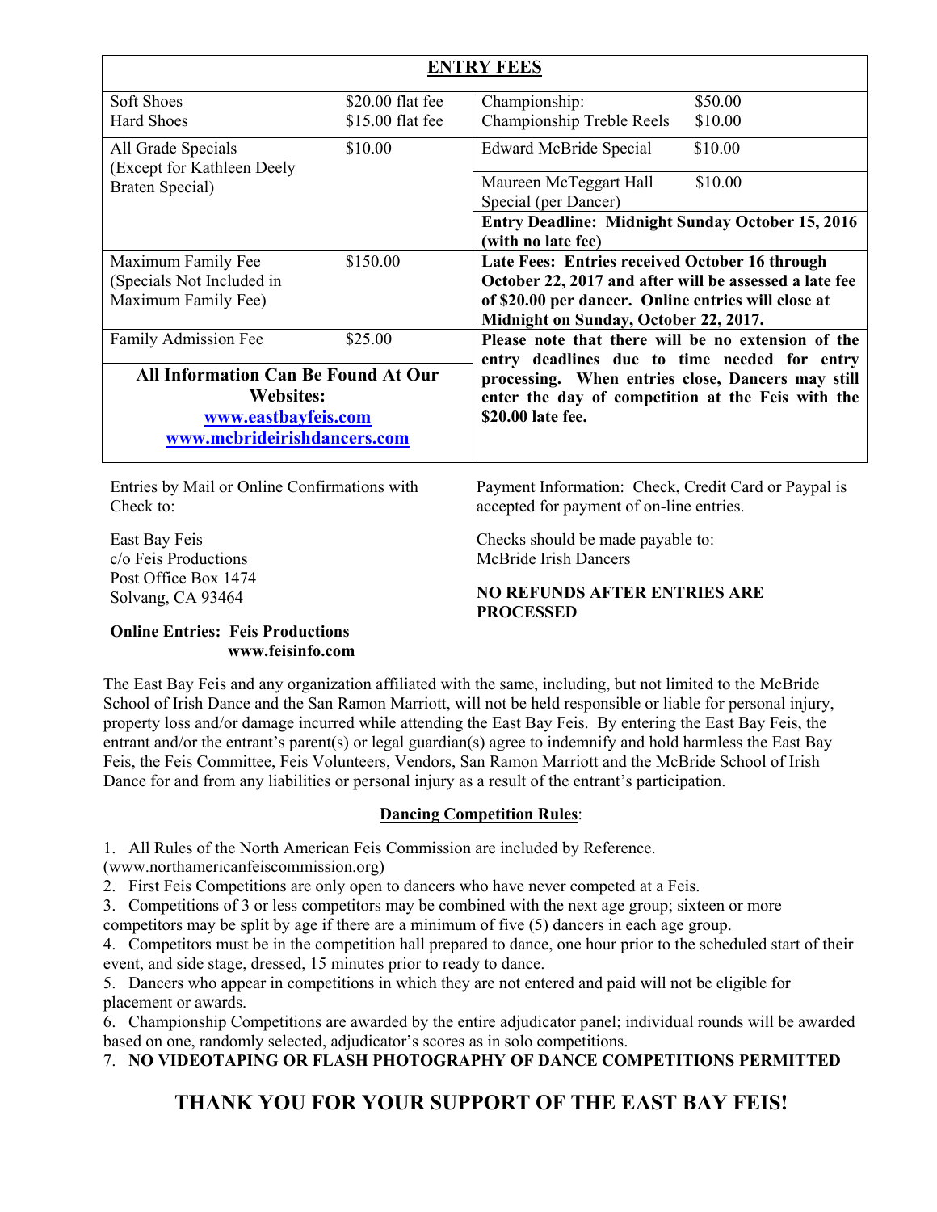## ENTRY FEES

| | | | |
|---|---|---|---|
| Soft Shoes<br>Hard Shoes | \$20.00 flat fee<br>\$15.00 flat fee | Championship:<br>Championship Treble Reels | \$50.00<br>\$10.00 |
| All Grade Specials (Except for Kathleen Deely Braten Special) | \$10.00 | Edward McBride Special | \$10.00 |
| | | Maureen McTeggart Hall Special (per Dancer) | \$10.00 |
| | | **Entry Deadline: Midnight Sunday October 15, 2016 (with no late fee)** | |
| Maximum Family Fee (Specials Not Included in Maximum Family Fee) | \$150.00 | **Late Fees: Entries received October 16 through October 22, 2017 and after will be assessed a late fee of \$20.00 per dancer. Online entries will close at Midnight on Sunday, October 22, 2017.** | |
| Family Admission Fee | \$25.00 | **Please note that there will be no extension of the entry deadlines due to time needed for entry processing. When entries close, Dancers may still enter the day of competition at the Feis with the \$20.00 late fee.** | |
| **All Information Can Be Found At Our Websites:**<br>**www.eastbayfeis.com**<br>**www.mcbrideirishdancers.com** | | | |

Entries by Mail or Online Confirmations with Check to:

East Bay Feis
c/o Feis Productions
Post Office Box 1474
Solvang, CA 93464

**Online Entries: Feis Productions**
**www.feisinfo.com**

Payment Information: Check, Credit Card or Paypal is accepted for payment of on-line entries.

Checks should be made payable to:
McBride Irish Dancers

**NO REFUNDS AFTER ENTRIES ARE PROCESSED**

The East Bay Feis and any organization affiliated with the same, including, but not limited to the McBride School of Irish Dance and the San Ramon Marriott, will not be held responsible or liable for personal injury, property loss and/or damage incurred while attending the East Bay Feis. By entering the East Bay Feis, the entrant and/or the entrant's parent(s) or legal guardian(s) agree to indemnify and hold harmless the East Bay Feis, the Feis Committee, Feis Volunteers, Vendors, San Ramon Marriott and the McBride School of Irish Dance for and from any liabilities or personal injury as a result of the entrant's participation.

## Dancing Competition Rules:

1. All Rules of the North American Feis Commission are included by Reference. (www.northamericanfeiscommission.org)
2. First Feis Competitions are only open to dancers who have never competed at a Feis.
3. Competitions of 3 or less competitors may be combined with the next age group; sixteen or more competitors may be split by age if there are a minimum of five (5) dancers in each age group.
4. Competitors must be in the competition hall prepared to dance, one hour prior to the scheduled start of their event, and side stage, dressed, 15 minutes prior to ready to dance.
5. Dancers who appear in competitions in which they are not entered and paid will not be eligible for placement or awards.
6. Championship Competitions are awarded by the entire adjudicator panel; individual rounds will be awarded based on one, randomly selected, adjudicator's scores as in solo competitions.
7. **NO VIDEOTAPING OR FLASH PHOTOGRAPHY OF DANCE COMPETITIONS PERMITTED**

## THANK YOU FOR YOUR SUPPORT OF THE EAST BAY FEIS!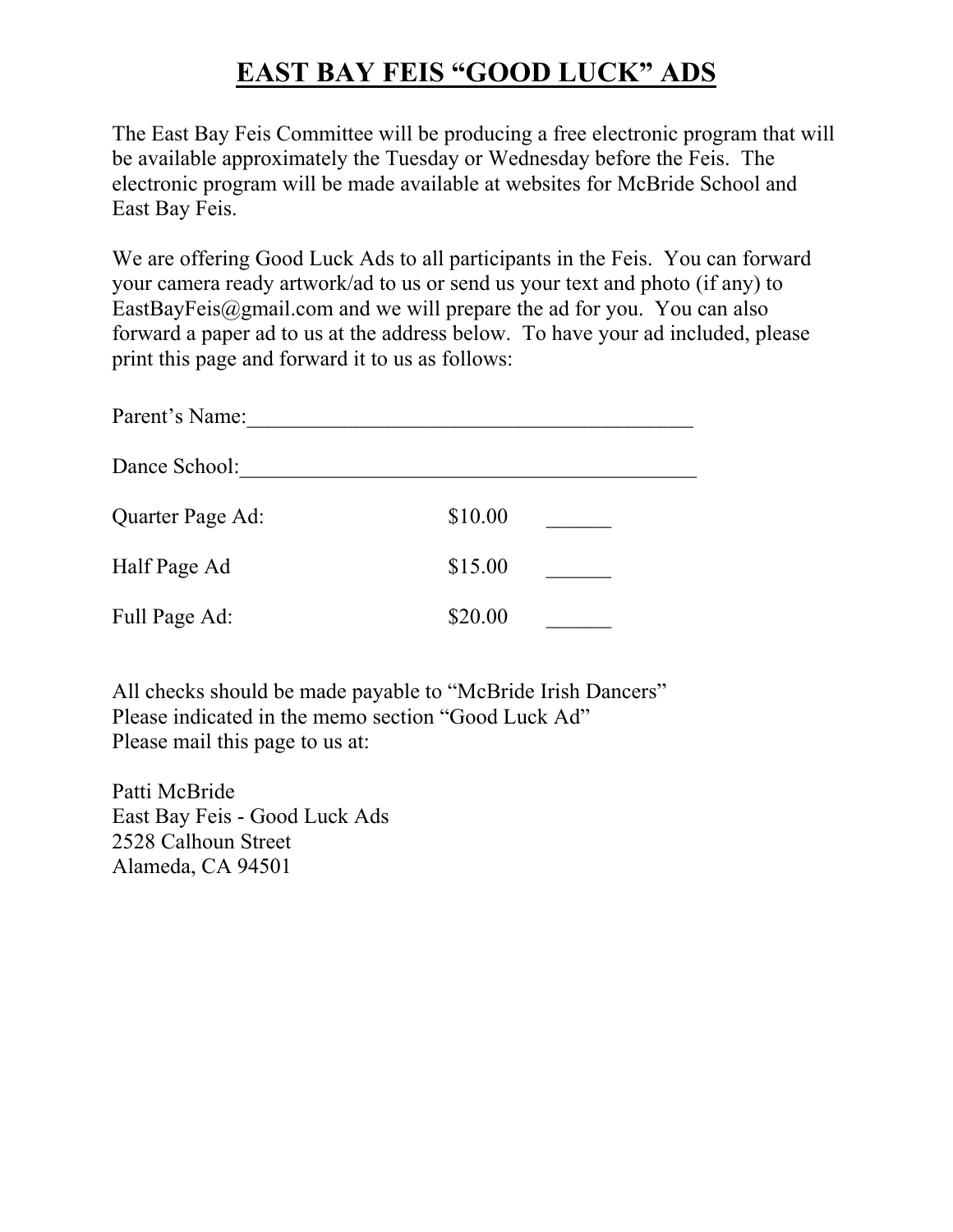# EAST BAY FEIS "GOOD LUCK" ADS

The East Bay Feis Committee will be producing a free electronic program that will be available approximately the Tuesday or Wednesday before the Feis. The electronic program will be made available at websites for McBride School and East Bay Feis.

We are offering Good Luck Ads to all participants in the Feis. You can forward your camera ready artwork/ad to us or send us your text and photo (if any) to EastBayFeis@gmail.com and we will prepare the ad for you. You can also forward a paper ad to us at the address below. To have your ad included, please print this page and forward it to us as follows:

Parent's Name:__________________________________________

Dance School:___________________________________________

| | | |
|---|---|---|
| Quarter Page Ad: | $10.00 | ______ |
| Half Page Ad | $15.00 | ______ |
| Full Page Ad: | $20.00 | ______ |

All checks should be made payable to "McBride Irish Dancers"
Please indicated in the memo section "Good Luck Ad"
Please mail this page to us at:

Patti McBride
East Bay Feis - Good Luck Ads
2528 Calhoun Street
Alameda, CA 94501